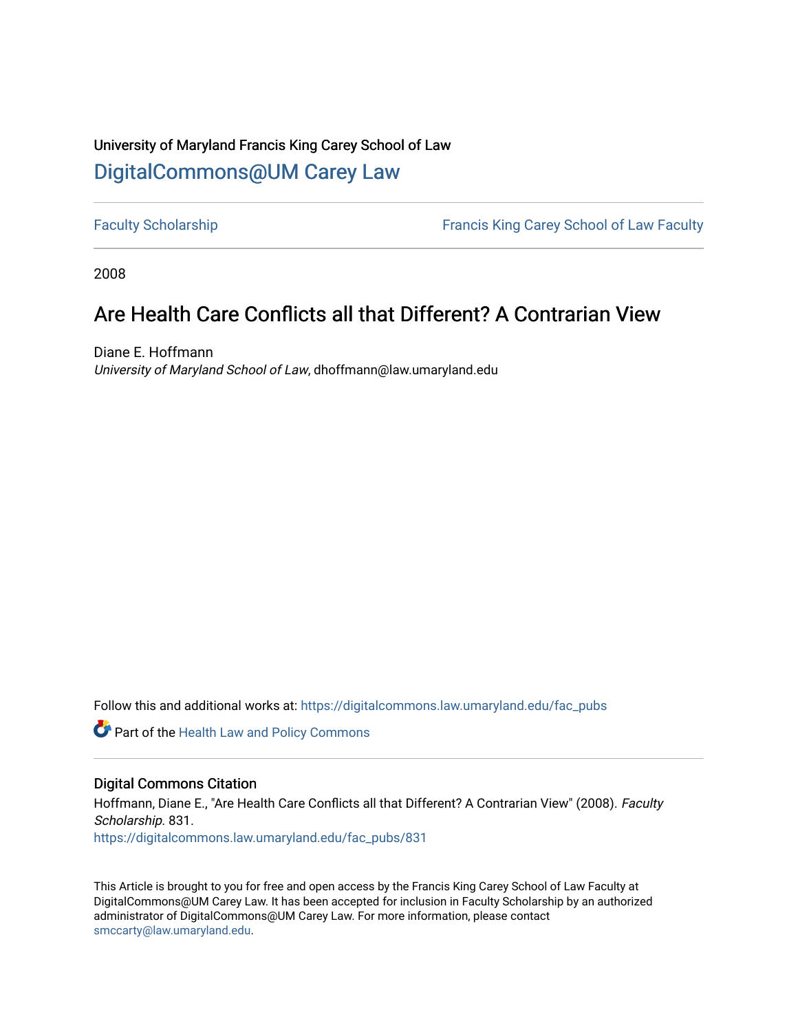University of Maryland Francis King Carey School of Law

## DigitalCommons@UM Carey Law

Faculty Scholarship | Francis King Carey School of Law Faculty

2008

# Are Health Care Conflicts all that Different? A Contrarian View

Diane E. Hoffmann
*University of Maryland School of Law*, dhoffmann@law.umaryland.edu

Follow this and additional works at: https://digitalcommons.law.umaryland.edu/fac_pubs

Part of the Health Law and Policy Commons

### Digital Commons Citation

Hoffmann, Diane E., "Are Health Care Conflicts all that Different? A Contrarian View" (2008). *Faculty Scholarship*. 831.
https://digitalcommons.law.umaryland.edu/fac_pubs/831

This Article is brought to you for free and open access by the Francis King Carey School of Law Faculty at DigitalCommons@UM Carey Law. It has been accepted for inclusion in Faculty Scholarship by an authorized administrator of DigitalCommons@UM Carey Law. For more information, please contact smccarty@law.umaryland.edu.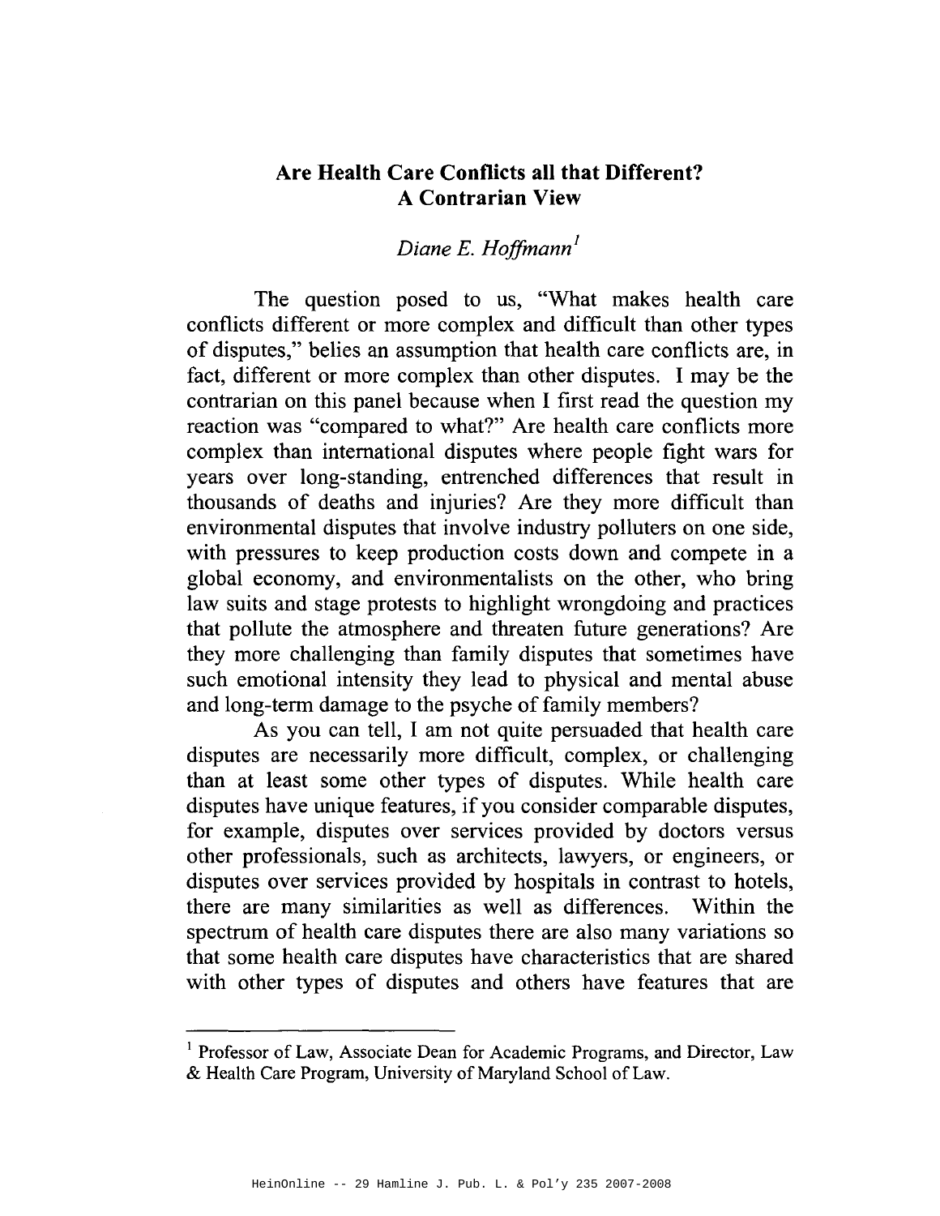# Are Health Care Conflicts all that Different? A Contrarian View

*Diane E. Hoffmann*[1]

The question posed to us, "What makes health care conflicts different or more complex and difficult than other types of disputes," belies an assumption that health care conflicts are, in fact, different or more complex than other disputes. I may be the contrarian on this panel because when I first read the question my reaction was "compared to what?" Are health care conflicts more complex than international disputes where people fight wars for years over long-standing, entrenched differences that result in thousands of deaths and injuries? Are they more difficult than environmental disputes that involve industry polluters on one side, with pressures to keep production costs down and compete in a global economy, and environmentalists on the other, who bring law suits and stage protests to highlight wrongdoing and practices that pollute the atmosphere and threaten future generations? Are they more challenging than family disputes that sometimes have such emotional intensity they lead to physical and mental abuse and long-term damage to the psyche of family members?

As you can tell, I am not quite persuaded that health care disputes are necessarily more difficult, complex, or challenging than at least some other types of disputes. While health care disputes have unique features, if you consider comparable disputes, for example, disputes over services provided by doctors versus other professionals, such as architects, lawyers, or engineers, or disputes over services provided by hospitals in contrast to hotels, there are many similarities as well as differences. Within the spectrum of health care disputes there are also many variations so that some health care disputes have characteristics that are shared with other types of disputes and others have features that are

---

[1] Professor of Law, Associate Dean for Academic Programs, and Director, Law & Health Care Program, University of Maryland School of Law.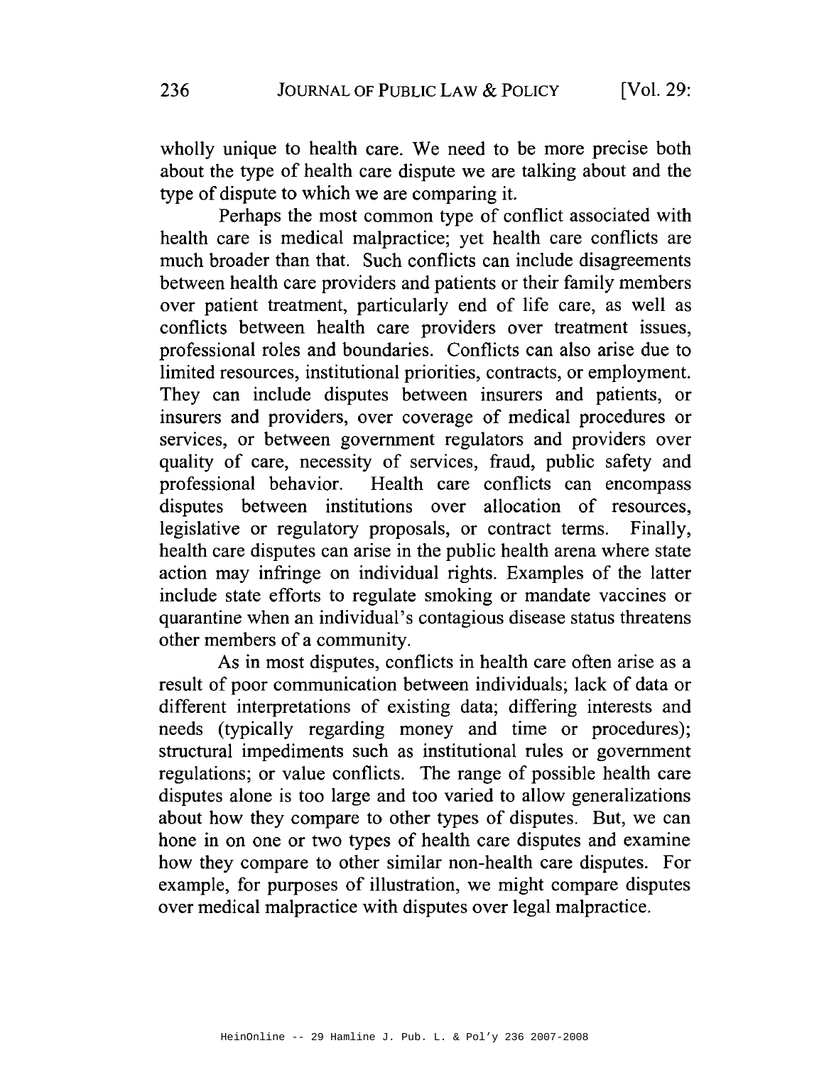wholly unique to health care. We need to be more precise both about the type of health care dispute we are talking about and the type of dispute to which we are comparing it.

Perhaps the most common type of conflict associated with health care is medical malpractice; yet health care conflicts are much broader than that. Such conflicts can include disagreements between health care providers and patients or their family members over patient treatment, particularly end of life care, as well as conflicts between health care providers over treatment issues, professional roles and boundaries. Conflicts can also arise due to limited resources, institutional priorities, contracts, or employment. They can include disputes between insurers and patients, or insurers and providers, over coverage of medical procedures or services, or between government regulators and providers over quality of care, necessity of services, fraud, public safety and professional behavior. Health care conflicts can encompass disputes between institutions over allocation of resources, legislative or regulatory proposals, or contract terms. Finally, health care disputes can arise in the public health arena where state action may infringe on individual rights. Examples of the latter include state efforts to regulate smoking or mandate vaccines or quarantine when an individual's contagious disease status threatens other members of a community.

As in most disputes, conflicts in health care often arise as a result of poor communication between individuals; lack of data or different interpretations of existing data; differing interests and needs (typically regarding money and time or procedures); structural impediments such as institutional rules or government regulations; or value conflicts. The range of possible health care disputes alone is too large and too varied to allow generalizations about how they compare to other types of disputes. But, we can hone in on one or two types of health care disputes and examine how they compare to other similar non-health care disputes. For example, for purposes of illustration, we might compare disputes over medical malpractice with disputes over legal malpractice.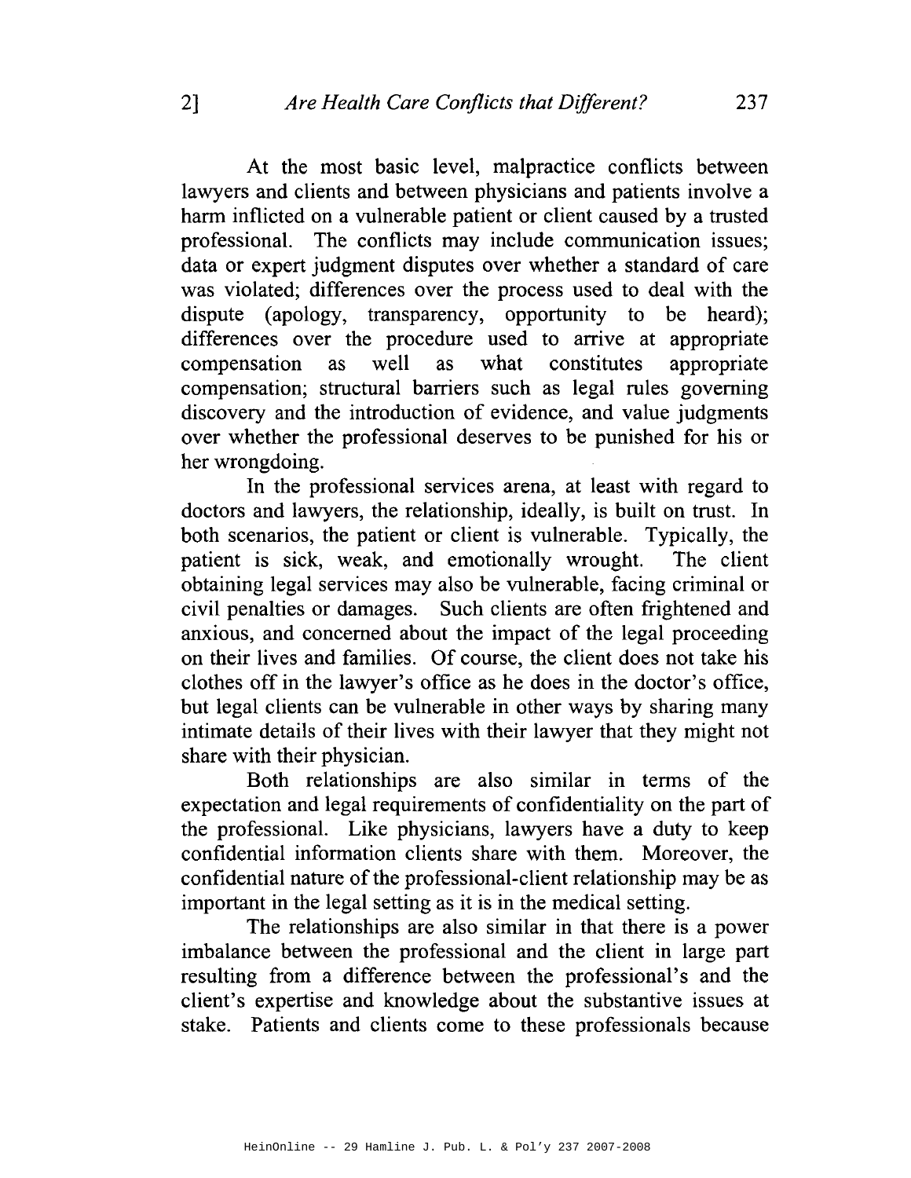At the most basic level, malpractice conflicts between lawyers and clients and between physicians and patients involve a harm inflicted on a vulnerable patient or client caused by a trusted professional. The conflicts may include communication issues; data or expert judgment disputes over whether a standard of care was violated; differences over the process used to deal with the dispute (apology, transparency, opportunity to be heard); differences over the procedure used to arrive at appropriate compensation as well as what constitutes appropriate compensation; structural barriers such as legal rules governing discovery and the introduction of evidence, and value judgments over whether the professional deserves to be punished for his or her wrongdoing.

In the professional services arena, at least with regard to doctors and lawyers, the relationship, ideally, is built on trust. In both scenarios, the patient or client is vulnerable. Typically, the patient is sick, weak, and emotionally wrought. The client obtaining legal services may also be vulnerable, facing criminal or civil penalties or damages. Such clients are often frightened and anxious, and concerned about the impact of the legal proceeding on their lives and families. Of course, the client does not take his clothes off in the lawyer's office as he does in the doctor's office, but legal clients can be vulnerable in other ways by sharing many intimate details of their lives with their lawyer that they might not share with their physician.

Both relationships are also similar in terms of the expectation and legal requirements of confidentiality on the part of the professional. Like physicians, lawyers have a duty to keep confidential information clients share with them. Moreover, the confidential nature of the professional-client relationship may be as important in the legal setting as it is in the medical setting.

The relationships are also similar in that there is a power imbalance between the professional and the client in large part resulting from a difference between the professional's and the client's expertise and knowledge about the substantive issues at stake. Patients and clients come to these professionals because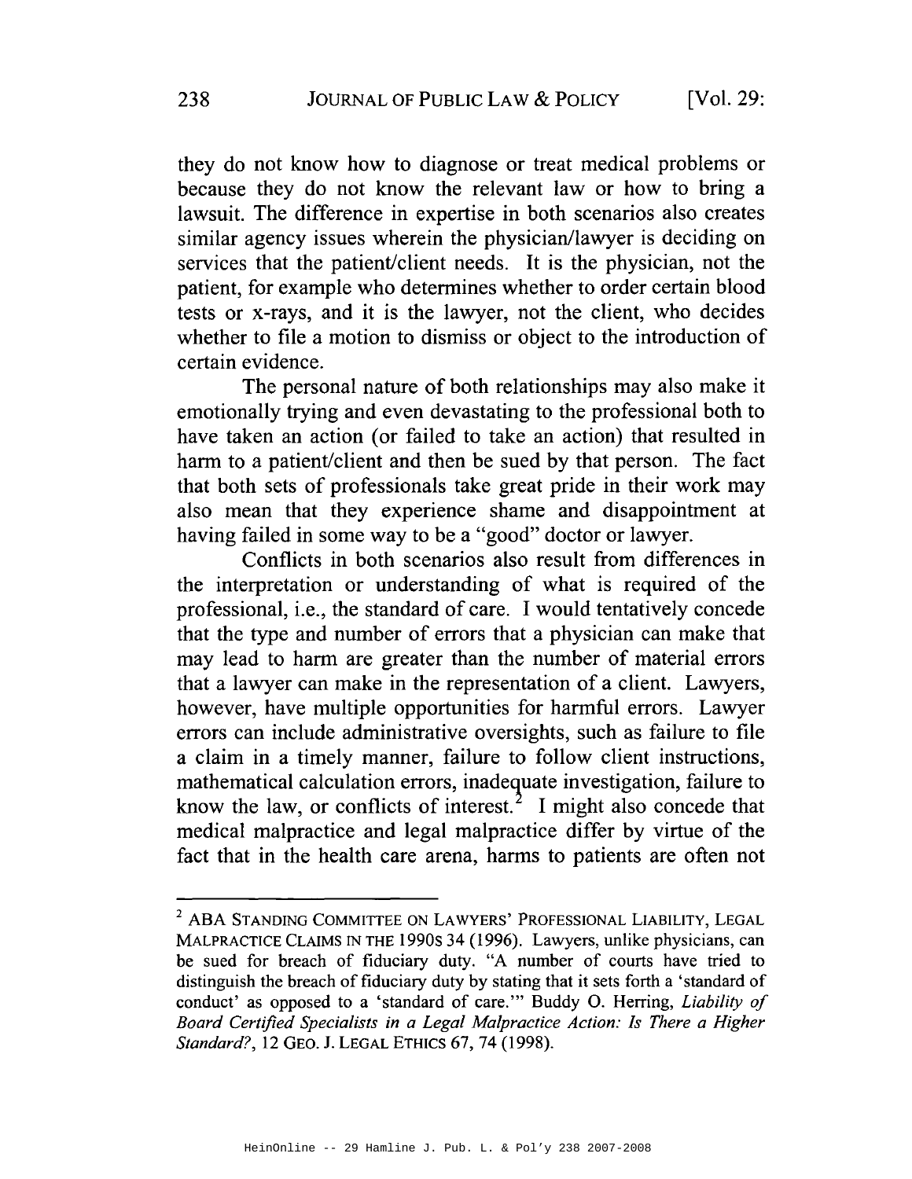they do not know how to diagnose or treat medical problems or because they do not know the relevant law or how to bring a lawsuit. The difference in expertise in both scenarios also creates similar agency issues wherein the physician/lawyer is deciding on services that the patient/client needs. It is the physician, not the patient, for example who determines whether to order certain blood tests or x-rays, and it is the lawyer, not the client, who decides whether to file a motion to dismiss or object to the introduction of certain evidence.

The personal nature of both relationships may also make it emotionally trying and even devastating to the professional both to have taken an action (or failed to take an action) that resulted in harm to a patient/client and then be sued by that person. The fact that both sets of professionals take great pride in their work may also mean that they experience shame and disappointment at having failed in some way to be a "good" doctor or lawyer.

Conflicts in both scenarios also result from differences in the interpretation or understanding of what is required of the professional, i.e., the standard of care. I would tentatively concede that the type and number of errors that a physician can make that may lead to harm are greater than the number of material errors that a lawyer can make in the representation of a client. Lawyers, however, have multiple opportunities for harmful errors. Lawyer errors can include administrative oversights, such as failure to file a claim in a timely manner, failure to follow client instructions, mathematical calculation errors, inadequate investigation, failure to know the law, or conflicts of interest.[2] I might also concede that medical malpractice and legal malpractice differ by virtue of the fact that in the health care arena, harms to patients are often not

---

[2] ABA STANDING COMMITTEE ON LAWYERS' PROFESSIONAL LIABILITY, LEGAL MALPRACTICE CLAIMS IN THE 1990S 34 (1996). Lawyers, unlike physicians, can be sued for breach of fiduciary duty. "A number of courts have tried to distinguish the breach of fiduciary duty by stating that it sets forth a 'standard of conduct' as opposed to a 'standard of care.'" Buddy O. Herring, *Liability of Board Certified Specialists in a Legal Malpractice Action: Is There a Higher Standard?*, 12 GEO. J. LEGAL ETHICS 67, 74 (1998).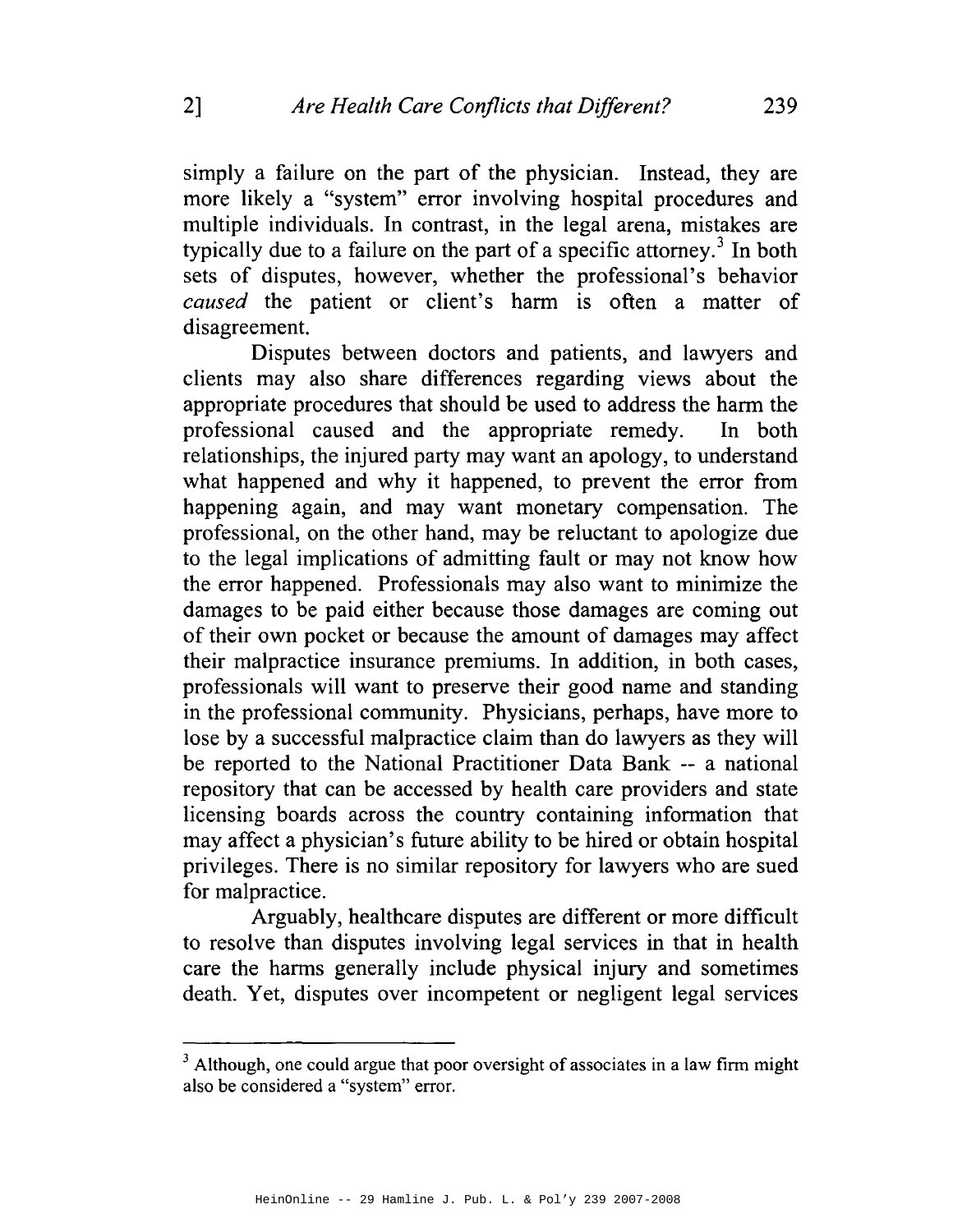simply a failure on the part of the physician. Instead, they are more likely a "system" error involving hospital procedures and multiple individuals. In contrast, in the legal arena, mistakes are typically due to a failure on the part of a specific attorney.[3] In both sets of disputes, however, whether the professional's behavior *caused* the patient or client's harm is often a matter of disagreement.

Disputes between doctors and patients, and lawyers and clients may also share differences regarding views about the appropriate procedures that should be used to address the harm the professional caused and the appropriate remedy. In both relationships, the injured party may want an apology, to understand what happened and why it happened, to prevent the error from happening again, and may want monetary compensation. The professional, on the other hand, may be reluctant to apologize due to the legal implications of admitting fault or may not know how the error happened. Professionals may also want to minimize the damages to be paid either because those damages are coming out of their own pocket or because the amount of damages may affect their malpractice insurance premiums. In addition, in both cases, professionals will want to preserve their good name and standing in the professional community. Physicians, perhaps, have more to lose by a successful malpractice claim than do lawyers as they will be reported to the National Practitioner Data Bank -- a national repository that can be accessed by health care providers and state licensing boards across the country containing information that may affect a physician's future ability to be hired or obtain hospital privileges. There is no similar repository for lawyers who are sued for malpractice.

Arguably, healthcare disputes are different or more difficult to resolve than disputes involving legal services in that in health care the harms generally include physical injury and sometimes death. Yet, disputes over incompetent or negligent legal services

---

[3] Although, one could argue that poor oversight of associates in a law firm might also be considered a "system" error.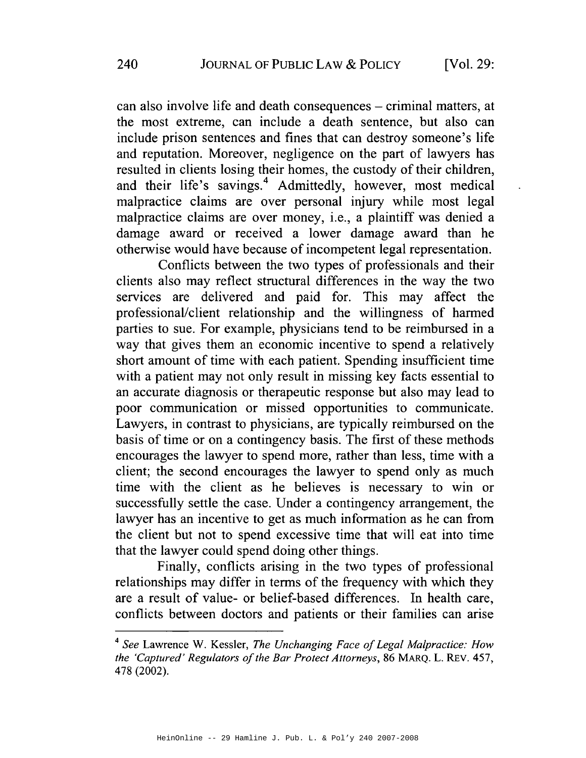can also involve life and death consequences – criminal matters, at the most extreme, can include a death sentence, but also can include prison sentences and fines that can destroy someone's life and reputation. Moreover, negligence on the part of lawyers has resulted in clients losing their homes, the custody of their children, and their life's savings.[4] Admittedly, however, most medical malpractice claims are over personal injury while most legal malpractice claims are over money, i.e., a plaintiff was denied a damage award or received a lower damage award than he otherwise would have because of incompetent legal representation.

Conflicts between the two types of professionals and their clients also may reflect structural differences in the way the two services are delivered and paid for. This may affect the professional/client relationship and the willingness of harmed parties to sue. For example, physicians tend to be reimbursed in a way that gives them an economic incentive to spend a relatively short amount of time with each patient. Spending insufficient time with a patient may not only result in missing key facts essential to an accurate diagnosis or therapeutic response but also may lead to poor communication or missed opportunities to communicate. Lawyers, in contrast to physicians, are typically reimbursed on the basis of time or on a contingency basis. The first of these methods encourages the lawyer to spend more, rather than less, time with a client; the second encourages the lawyer to spend only as much time with the client as he believes is necessary to win or successfully settle the case. Under a contingency arrangement, the lawyer has an incentive to get as much information as he can from the client but not to spend excessive time that will eat into time that the lawyer could spend doing other things.

Finally, conflicts arising in the two types of professional relationships may differ in terms of the frequency with which they are a result of value- or belief-based differences. In health care, conflicts between doctors and patients or their families can arise

---

[4] *See* Lawrence W. Kessler, *The Unchanging Face of Legal Malpractice: How the 'Captured' Regulators of the Bar Protect Attorneys*, 86 MARQ. L. REV. 457, 478 (2002).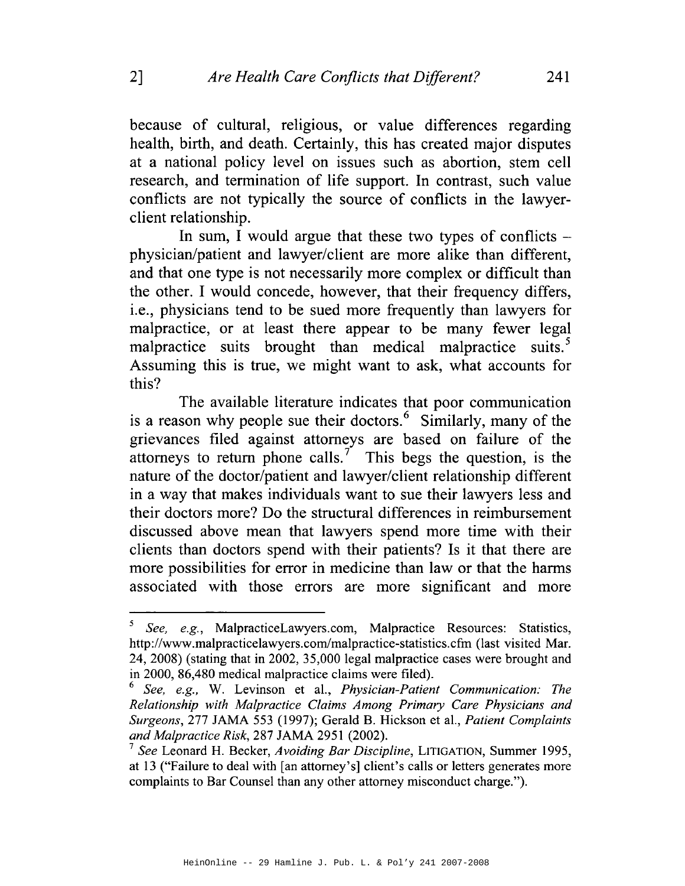because of cultural, religious, or value differences regarding health, birth, and death. Certainly, this has created major disputes at a national policy level on issues such as abortion, stem cell research, and termination of life support. In contrast, such value conflicts are not typically the source of conflicts in the lawyer-client relationship.

In sum, I would argue that these two types of conflicts – physician/patient and lawyer/client are more alike than different, and that one type is not necessarily more complex or difficult than the other. I would concede, however, that their frequency differs, i.e., physicians tend to be sued more frequently than lawyers for malpractice, or at least there appear to be many fewer legal malpractice suits brought than medical malpractice suits.[5] Assuming this is true, we might want to ask, what accounts for this?

The available literature indicates that poor communication is a reason why people sue their doctors.[6] Similarly, many of the grievances filed against attorneys are based on failure of the attorneys to return phone calls.[7] This begs the question, is the nature of the doctor/patient and lawyer/client relationship different in a way that makes individuals want to sue their lawyers less and their doctors more? Do the structural differences in reimbursement discussed above mean that lawyers spend more time with their clients than doctors spend with their patients? Is it that there are more possibilities for error in medicine than law or that the harms associated with those errors are more significant and more

---

[5] *See, e.g.*, MalpracticeLawyers.com, Malpractice Resources: Statistics, http://www.malpracticelawyers.com/malpractice-statistics.cfm (last visited Mar. 24, 2008) (stating that in 2002, 35,000 legal malpractice cases were brought and in 2000, 86,480 medical malpractice claims were filed).

[6] *See, e.g.*, W. Levinson et al., *Physician-Patient Communication: The Relationship with Malpractice Claims Among Primary Care Physicians and Surgeons*, 277 JAMA 553 (1997); Gerald B. Hickson et al., *Patient Complaints and Malpractice Risk*, 287 JAMA 2951 (2002).

[7] *See* Leonard H. Becker, *Avoiding Bar Discipline*, LITIGATION, Summer 1995, at 13 ("Failure to deal with [an attorney's] client's calls or letters generates more complaints to Bar Counsel than any other attorney misconduct charge.").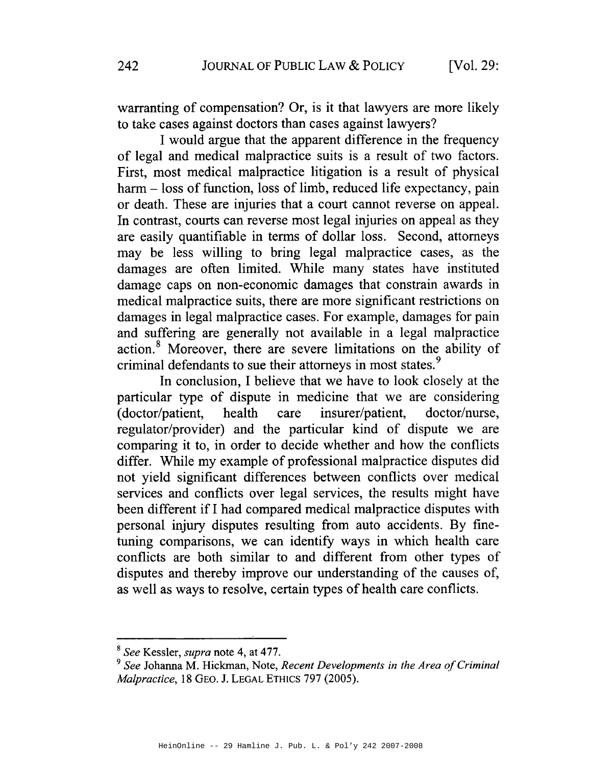warranting of compensation? Or, is it that lawyers are more likely to take cases against doctors than cases against lawyers?

I would argue that the apparent difference in the frequency of legal and medical malpractice suits is a result of two factors. First, most medical malpractice litigation is a result of physical harm – loss of function, loss of limb, reduced life expectancy, pain or death. These are injuries that a court cannot reverse on appeal. In contrast, courts can reverse most legal injuries on appeal as they are easily quantifiable in terms of dollar loss. Second, attorneys may be less willing to bring legal malpractice cases, as the damages are often limited. While many states have instituted damage caps on non-economic damages that constrain awards in medical malpractice suits, there are more significant restrictions on damages in legal malpractice cases. For example, damages for pain and suffering are generally not available in a legal malpractice action.[8] Moreover, there are severe limitations on the ability of criminal defendants to sue their attorneys in most states.[9]

In conclusion, I believe that we have to look closely at the particular type of dispute in medicine that we are considering (doctor/patient, health care insurer/patient, doctor/nurse, regulator/provider) and the particular kind of dispute we are comparing it to, in order to decide whether and how the conflicts differ. While my example of professional malpractice disputes did not yield significant differences between conflicts over medical services and conflicts over legal services, the results might have been different if I had compared medical malpractice disputes with personal injury disputes resulting from auto accidents. By fine-tuning comparisons, we can identify ways in which health care conflicts are both similar to and different from other types of disputes and thereby improve our understanding of the causes of, as well as ways to resolve, certain types of health care conflicts.

---

[8] *See* Kessler, *supra* note 4, at 477.

[9] *See* Johanna M. Hickman, Note, *Recent Developments in the Area of Criminal Malpractice*, 18 GEO. J. LEGAL ETHICS 797 (2005).